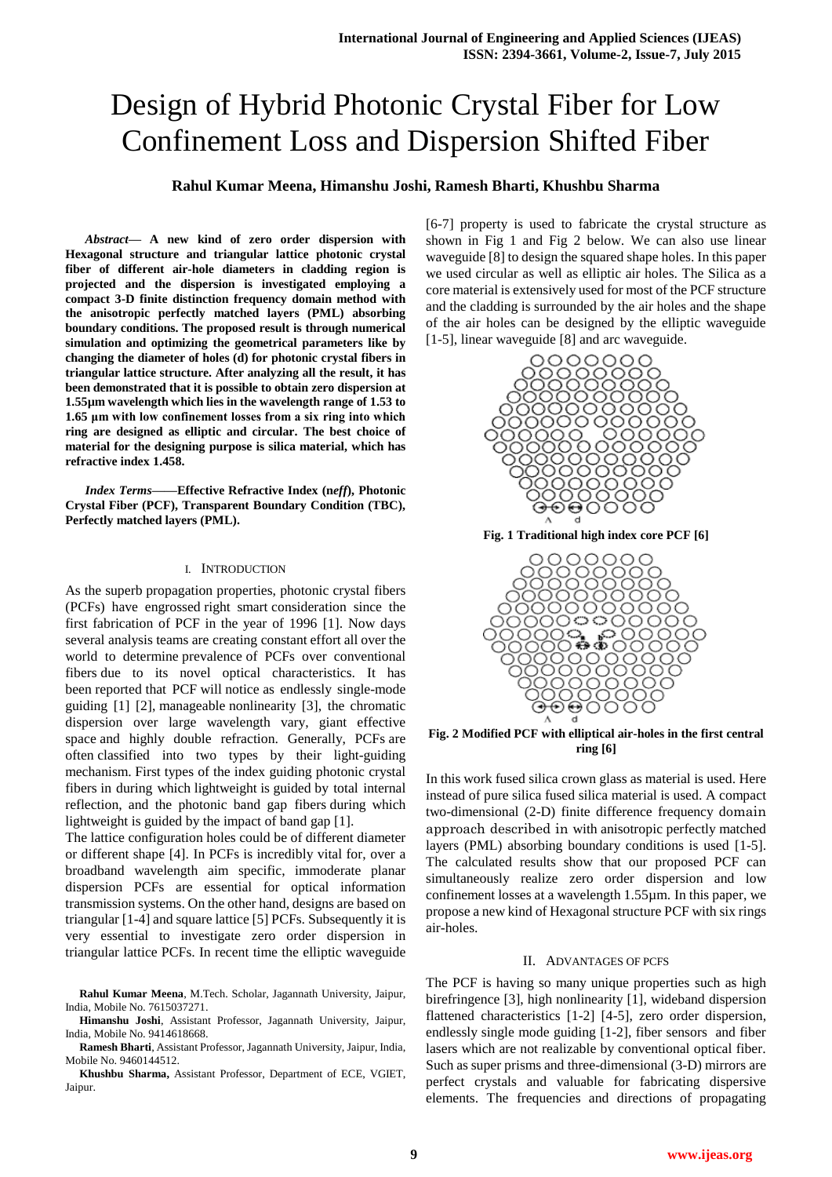# Design of Hybrid Photonic Crystal Fiber for Low Confinement Loss and Dispersion Shifted Fiber

**Rahul Kumar Meena, Himanshu Joshi, Ramesh Bharti, Khushbu Sharma**

***Abstract*— A new kind of zero order dispersion with Hexagonal structure and triangular lattice photonic crystal fiber of different air-hole diameters in cladding region is projected and the dispersion is investigated employing a compact 3-D finite distinction frequency domain method with the anisotropic perfectly matched layers (PML) absorbing boundary conditions. The proposed result is through numerical simulation and optimizing the geometrical parameters like by changing the diameter of holes (d) for photonic crystal fibers in triangular lattice structure. After analyzing all the result, it has been demonstrated that it is possible to obtain zero dispersion at 1.55µm wavelength which lies in the wavelength range of 1.53 to 1.65 µm with low confinement losses from a six ring into which ring are designed as elliptic and circular. The best choice of material for the designing purpose is silica material, which has refractive index 1.458.**

***Index Terms*——Effective Refractive Index (n*eff*), Photonic Crystal Fiber (PCF), Transparent Boundary Condition (TBC), Perfectly matched layers (PML).**

## I. Introduction

As the superb propagation properties, photonic crystal fibers (PCFs) have engrossed right smart consideration since the first fabrication of PCF in the year of 1996 [1]. Now days several analysis teams are creating constant effort all over the world to determine prevalence of PCFs over conventional fibers due to its novel optical characteristics. It has been reported that PCF will notice as endlessly single-mode guiding [1] [2], manageable nonlinearity [3], the chromatic dispersion over large wavelength vary, giant effective space and highly double refraction. Generally, PCFs are often classified into two types by their light-guiding mechanism. First types of the index guiding photonic crystal fibers in during which lightweight is guided by total internal reflection, and the photonic band gap fibers during which lightweight is guided by the impact of band gap [1].

The lattice configuration holes could be of different diameter or different shape [4]. In PCFs is incredibly vital for, over a broadband wavelength aim specific, immoderate planar dispersion PCFs are essential for optical information transmission systems. On the other hand, designs are based on triangular [1-4] and square lattice [5] PCFs. Subsequently it is very essential to investigate zero order dispersion in triangular lattice PCFs. In recent time the elliptic waveguide [6-7] property is used to fabricate the crystal structure as shown in Fig 1 and Fig 2 below. We can also use linear waveguide [8] to design the squared shape holes. In this paper we used circular as well as elliptic air holes. The Silica as a core material is extensively used for most of the PCF structure and the cladding is surrounded by the air holes and the shape of the air holes can be designed by the elliptic waveguide [1-5], linear waveguide [8] and arc waveguide.

**Fig. 1 Traditional high index core PCF [6]**

**Fig. 2 Modified PCF with elliptical air-holes in the first central ring [6]**

In this work fused silica crown glass as material is used. Here instead of pure silica fused silica material is used. A compact two-dimensional (2-D) finite difference frequency domain approach described in with anisotropic perfectly matched layers (PML) absorbing boundary conditions is used [1-5]. The calculated results show that our proposed PCF can simultaneously realize zero order dispersion and low confinement losses at a wavelength 1.55µm. In this paper, we propose a new kind of Hexagonal structure PCF with six rings air-holes.

## II. Advantages of PCFs

The PCF is having so many unique properties such as high birefringence [3], high nonlinearity [1], wideband dispersion flattened characteristics [1-2] [4-5], zero order dispersion, endlessly single mode guiding [1-2], fiber sensors and fiber lasers which are not realizable by conventional optical fiber. Such as super prisms and three-dimensional (3-D) mirrors are perfect crystals and valuable for fabricating dispersive elements. The frequencies and directions of propagating

**Rahul Kumar Meena**, M.Tech. Scholar, Jagannath University, Jaipur, India, Mobile No. 7615037271.

**Himanshu Joshi**, Assistant Professor, Jagannath University, Jaipur, India, Mobile No. 9414618668.

**Ramesh Bharti**, Assistant Professor, Jagannath University, Jaipur, India, Mobile No. 9460144512.

**Khushbu Sharma,** Assistant Professor, Department of ECE, VGIET, Jaipur.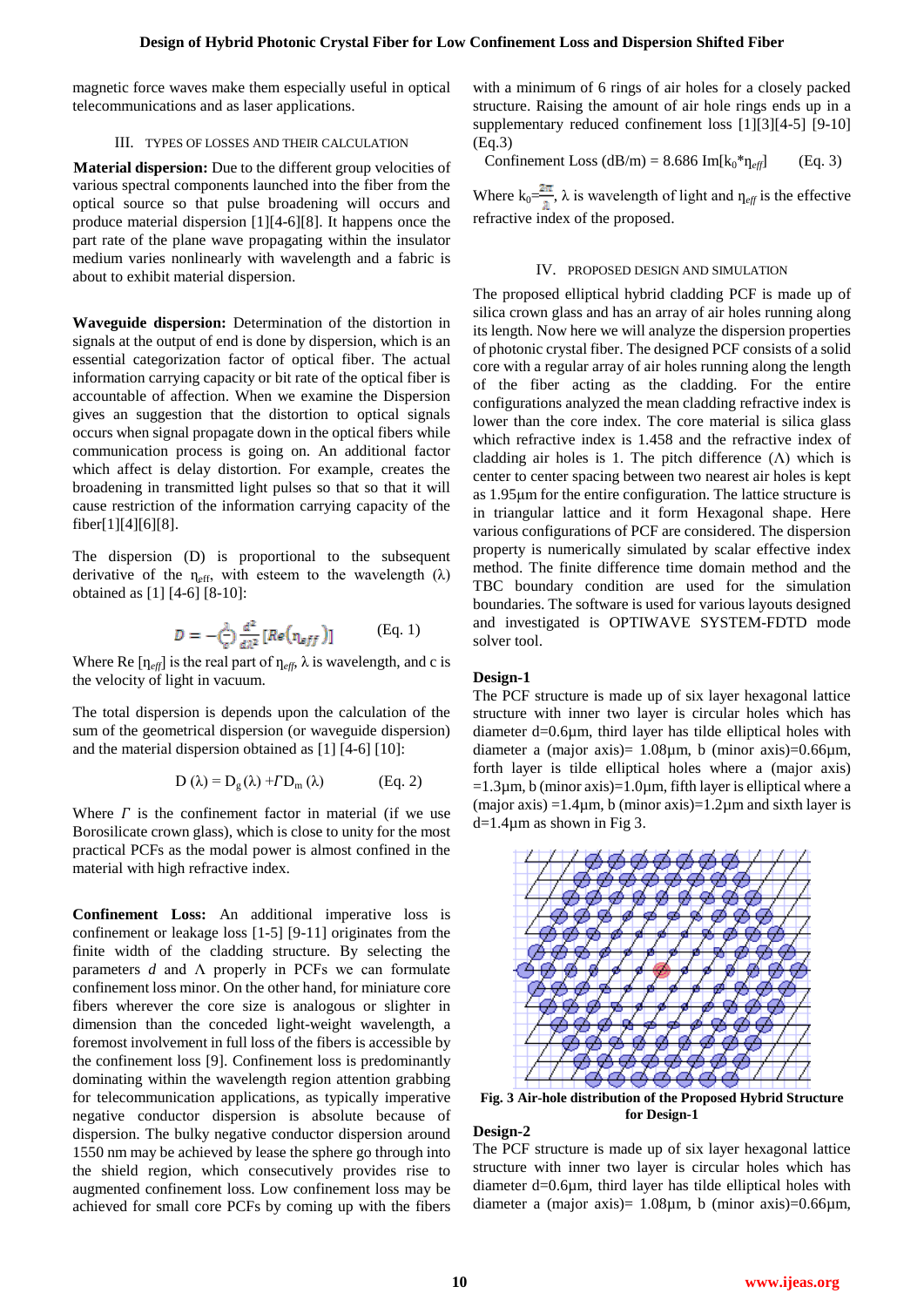magnetic force waves make them especially useful in optical telecommunications and as laser applications.

## III. TYPES OF LOSSES AND THEIR CALCULATION

**Material dispersion:** Due to the different group velocities of various spectral components launched into the fiber from the optical source so that pulse broadening will occurs and produce material dispersion [1][4-6][8]. It happens once the part rate of the plane wave propagating within the insulator medium varies nonlinearly with wavelength and a fabric is about to exhibit material dispersion.

**Waveguide dispersion:** Determination of the distortion in signals at the output of end is done by dispersion, which is an essential categorization factor of optical fiber. The actual information carrying capacity or bit rate of the optical fiber is accountable of affection. When we examine the Dispersion gives an suggestion that the distortion to optical signals occurs when signal propagate down in the optical fibers while communication process is going on. An additional factor which affect is delay distortion. For example, creates the broadening in transmitted light pulses so that so that it will cause restriction of the information carrying capacity of the fiber[1][4][6][8].

The dispersion (D) is proportional to the subsequent derivative of the $\eta_{eff}$, with esteem to the wavelength (λ) obtained as [1] [4-6] [8-10]:

$$D = -\left(\frac{\lambda}{c}\right)\frac{d^2}{d\lambda^2}\left[Re\left(\eta_{eff}\right)\right] \qquad \text{(Eq. 1)}$$

Where Re [$\eta_{eff}$] is the real part of $\eta_{eff}$, λ is wavelength, and c is the velocity of light in vacuum.

The total dispersion is depends upon the calculation of the sum of the geometrical dispersion (or waveguide dispersion) and the material dispersion obtained as [1] [4-6] [10]:

$$D(\lambda) = D_g(\lambda) + \Gamma D_m(\lambda) \qquad \text{(Eq. 2)}$$

Where $\Gamma$ is the confinement factor in material (if we use Borosilicate crown glass), which is close to unity for the most practical PCFs as the modal power is almost confined in the material with high refractive index.

**Confinement Loss:** An additional imperative loss is confinement or leakage loss [1-5] [9-11] originates from the finite width of the cladding structure. By selecting the parameters *d* and Λ properly in PCFs we can formulate confinement loss minor. On the other hand, for miniature core fibers wherever the core size is analogous or slighter in dimension than the conceded light-weight wavelength, a foremost involvement in full loss of the fibers is accessible by the confinement loss [9]. Confinement loss is predominantly dominating within the wavelength region attention grabbing for telecommunication applications, as typically imperative negative conductor dispersion is absolute because of dispersion. The bulky negative conductor dispersion around 1550 nm may be achieved by lease the sphere go through into the shield region, which consecutively provides rise to augmented confinement loss. Low confinement loss may be achieved for small core PCFs by coming up with the fibers with a minimum of 6 rings of air holes for a closely packed structure. Raising the amount of air hole rings ends up in a supplementary reduced confinement loss [1][3][4-5] [9-10] (Eq.3)

$$\text{Confinement Loss (dB/m)} = 8.686\ Im[k_0 * \eta_{eff}] \qquad \text{(Eq. 3)}$$

Where $k_0=\frac{2\pi}{\lambda}$, λ is wavelength of light and $\eta_{eff}$ is the effective refractive index of the proposed.

## IV. PROPOSED DESIGN AND SIMULATION

The proposed elliptical hybrid cladding PCF is made up of silica crown glass and has an array of air holes running along its length. Now here we will analyze the dispersion properties of photonic crystal fiber. The designed PCF consists of a solid core with a regular array of air holes running along the length of the fiber acting as the cladding. For the entire configurations analyzed the mean cladding refractive index is lower than the core index. The core material is silica glass which refractive index is 1.458 and the refractive index of cladding air holes is 1. The pitch difference (Λ) which is center to center spacing between two nearest air holes is kept as 1.95µm for the entire configuration. The lattice structure is in triangular lattice and it form Hexagonal shape. Here various configurations of PCF are considered. The dispersion property is numerically simulated by scalar effective index method. The finite difference time domain method and the TBC boundary condition are used for the simulation boundaries. The software is used for various layouts designed and investigated is OPTIWAVE SYSTEM-FDTD mode solver tool.

### Design-1

The PCF structure is made up of six layer hexagonal lattice structure with inner two layer is circular holes which has diameter d=0.6µm, third layer has tilde elliptical holes with diameter a (major axis)= 1.08µm, b (minor axis)=0.66µm, forth layer is tilde elliptical holes where a (major axis) =1.3µm, b (minor axis)=1.0µm, fifth layer is elliptical where a (major axis) =1.4µm, b (minor axis)=1.2µm and sixth layer is d=1.4µm as shown in Fig 3.

**Fig. 3 Air-hole distribution of the Proposed Hybrid Structure for Design-1**

### Design-2

The PCF structure is made up of six layer hexagonal lattice structure with inner two layer is circular holes which has diameter d=0.6µm, third layer has tilde elliptical holes with diameter a (major axis)= 1.08µm, b (minor axis)=0.66µm,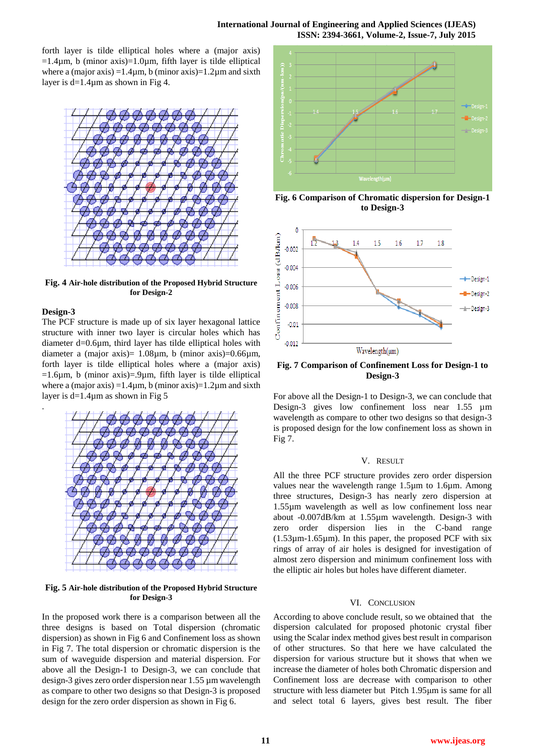forth layer is tilde elliptical holes where a (major axis) =1.4μm, b (minor axis)=1.0μm, fifth layer is tilde elliptical where a (major axis) =1.4μm, b (minor axis)=1.2μm and sixth layer is d=1.4μm as shown in Fig 4.

**Fig. 4 Air-hole distribution of the Proposed Hybrid Structure for Design-2**

### Design-3

The PCF structure is made up of six layer hexagonal lattice structure with inner two layer is circular holes which has diameter d=0.6μm, third layer has tilde elliptical holes with diameter a (major axis)= 1.08μm, b (minor axis)=0.66μm, forth layer is tilde elliptical holes where a (major axis) =1.6μm, b (minor axis)=.9μm, fifth layer is tilde elliptical where a (major axis) =1.4μm, b (minor axis)=1.2μm and sixth layer is d=1.4μm as shown in Fig 5

.

**Fig. 5 Air-hole distribution of the Proposed Hybrid Structure for Design-3**

In the proposed work there is a comparison between all the three designs is based on Total dispersion (chromatic dispersion) as shown in Fig 6 and Confinement loss as shown in Fig 7. The total dispersion or chromatic dispersion is the sum of waveguide dispersion and material dispersion. For above all the Design-1 to Design-3, we can conclude that design-3 gives zero order dispersion near 1.55 μm wavelength as compare to other two designs so that Design-3 is proposed design for the zero order dispersion as shown in Fig 6.

**Fig. 6 Comparison of Chromatic dispersion for Design-1 to Design-3**

**Fig. 7 Comparison of Confinement Loss for Design-1 to Design-3**

For above all the Design-1 to Design-3, we can conclude that Design-3 gives low confinement loss near 1.55 μm wavelength as compare to other two designs so that design-3 is proposed design for the low confinement loss as shown in Fig 7.

## V. RESULT

All the three PCF structure provides zero order dispersion values near the wavelength range 1.5μm to 1.6μm. Among three structures, Design-3 has nearly zero dispersion at 1.55μm wavelength as well as low confinement loss near about -0.007dB/km at 1.55μm wavelength. Design-3 with zero order dispersion lies in the C-band range (1.53μm-1.65μm). In this paper, the proposed PCF with six rings of array of air holes is designed for investigation of almost zero dispersion and minimum confinement loss with the elliptic air holes but holes have different diameter.

## VI. CONCLUSION

According to above conclude result, so we obtained that the dispersion calculated for proposed photonic crystal fiber using the Scalar index method gives best result in comparison of other structures. So that here we have calculated the dispersion for various structure but it shows that when we increase the diameter of holes both Chromatic dispersion and Confinement loss are decrease with comparison to other structure with less diameter but Pitch 1.95μm is same for all and select total 6 layers, gives best result. The fiber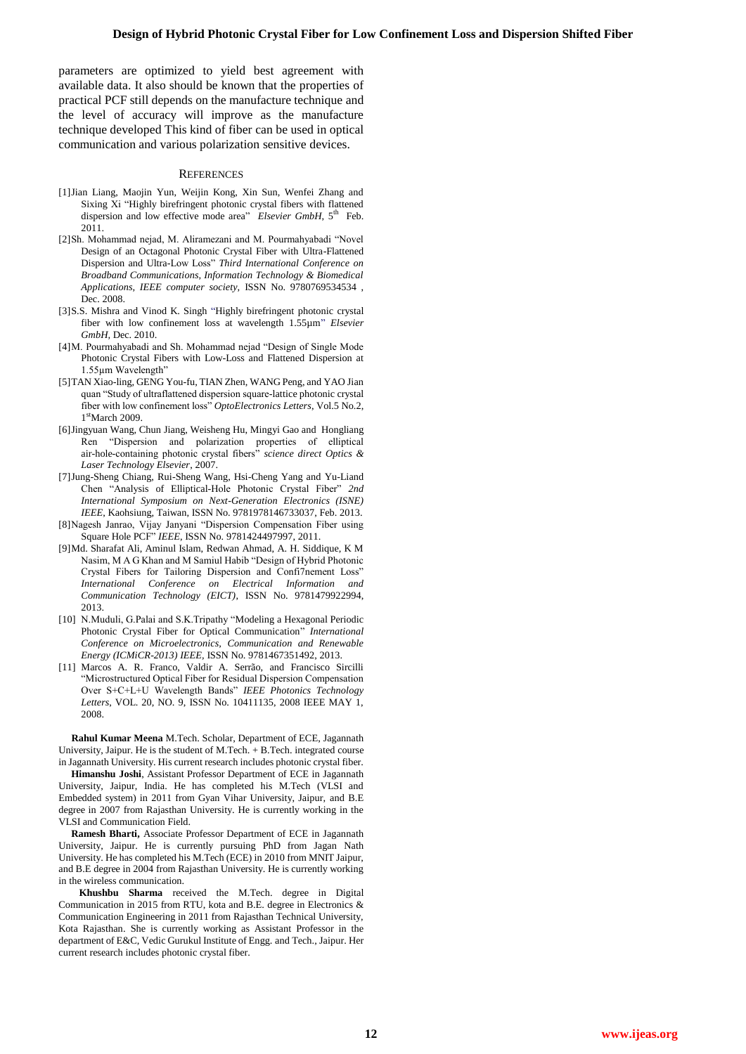parameters are optimized to yield best agreement with available data. It also should be known that the properties of practical PCF still depends on the manufacture technique and the level of accuracy will improve as the manufacture technique developed This kind of fiber can be used in optical communication and various polarization sensitive devices.

## REFERENCES

[1]Jian Liang, Maojin Yun, Weijin Kong, Xin Sun, Wenfei Zhang and Sixing Xi "Highly birefringent photonic crystal fibers with flattened dispersion and low effective mode area" *Elsevier GmbH*, 5th Feb. 2011.

[2]Sh. Mohammad nejad, M. Aliramezani and M. Pourmahyabadi "Novel Design of an Octagonal Photonic Crystal Fiber with Ultra-Flattened Dispersion and Ultra-Low Loss" *Third International Conference on Broadband Communications, Information Technology & Biomedical Applications, IEEE computer society*, ISSN No. 9780769534534 , Dec. 2008.

[3]S.S. Mishra and Vinod K. Singh "Highly birefringent photonic crystal fiber with low confinement loss at wavelength 1.55μm" *Elsevier GmbH*, Dec. 2010.

[4]M. Pourmahyabadi and Sh. Mohammad nejad "Design of Single Mode Photonic Crystal Fibers with Low-Loss and Flattened Dispersion at 1.55μm Wavelength"

[5]TAN Xiao-ling, GENG You-fu, TIAN Zhen, WANG Peng, and YAO Jian quan "Study of ultraflattened dispersion square-lattice photonic crystal fiber with low confinement loss" *OptoElectronics Letters*, Vol.5 No.2, 1stMarch 2009.

[6]Jingyuan Wang, Chun Jiang, Weisheng Hu, Mingyi Gao and Hongliang Ren "Dispersion and polarization properties of elliptical air-hole-containing photonic crystal fibers" *science direct Optics & Laser Technology Elsevier*, 2007.

[7]Jung-Sheng Chiang, Rui-Sheng Wang, Hsi-Cheng Yang and Yu-Liand Chen "Analysis of Elliptical-Hole Photonic Crystal Fiber" *2nd International Symposium on Next-Generation Electronics (ISNE) IEEE*, Kaohsiung, Taiwan, ISSN No. 9781978146733037, Feb. 2013.

[8]Nagesh Janrao, Vijay Janyani "Dispersion Compensation Fiber using Square Hole PCF" *IEEE*, ISSN No. 9781424497997, 2011.

[9]Md. Sharafat Ali, Aminul Islam, Redwan Ahmad, A. H. Siddique, K M Nasim, M A G Khan and M Samiul Habib "Design of Hybrid Photonic Crystal Fibers for Tailoring Dispersion and Confi7nement Loss" *International Conference on Electrical Information and Communication Technology (EICT)*, ISSN No. 9781479922994, 2013.

[10] N.Muduli, G.Palai and S.K.Tripathy "Modeling a Hexagonal Periodic Photonic Crystal Fiber for Optical Communication" *International Conference on Microelectronics, Communication and Renewable Energy (ICMiCR-2013) IEEE*, ISSN No. 9781467351492, 2013.

[11] Marcos A. R. Franco, Valdir A. Serrão, and Francisco Sircilli "Microstructured Optical Fiber for Residual Dispersion Compensation Over S+C+L+U Wavelength Bands" *IEEE Photonics Technology Letters*, VOL. 20, NO. 9, ISSN No. 10411135, 2008 IEEE MAY 1, 2008.

**Rahul Kumar Meena** M.Tech. Scholar, Department of ECE, Jagannath University, Jaipur. He is the student of M.Tech. + B.Tech. integrated course in Jagannath University. His current research includes photonic crystal fiber.

**Himanshu Joshi**, Assistant Professor Department of ECE in Jagannath University, Jaipur, India. He has completed his M.Tech (VLSI and Embedded system) in 2011 from Gyan Vihar University, Jaipur, and B.E degree in 2007 from Rajasthan University. He is currently working in the VLSI and Communication Field.

**Ramesh Bharti,** Associate Professor Department of ECE in Jagannath University, Jaipur. He is currently pursuing PhD from Jagan Nath University. He has completed his M.Tech (ECE) in 2010 from MNIT Jaipur, and B.E degree in 2004 from Rajasthan University. He is currently working in the wireless communication.

**Khushbu Sharma** received the M.Tech. degree in Digital Communication in 2015 from RTU, kota and B.E. degree in Electronics & Communication Engineering in 2011 from Rajasthan Technical University, Kota Rajasthan. She is currently working as Assistant Professor in the department of E&C, Vedic Gurukul Institute of Engg. and Tech., Jaipur. Her current research includes photonic crystal fiber.